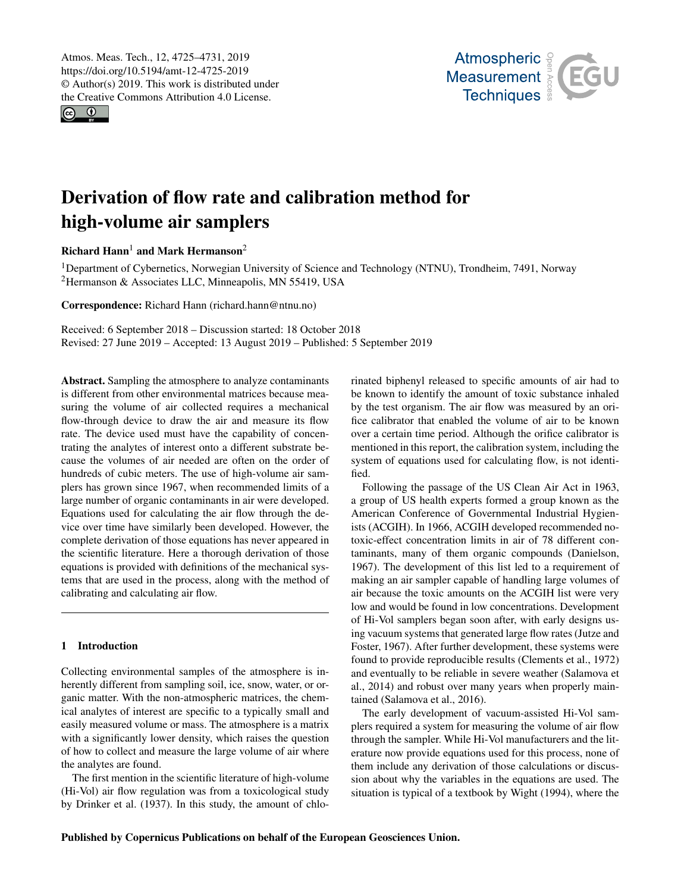# Derivation of flow rate and calibration method for high-volume air samplers

**Richard Hann**[1] **and Mark Hermanson**[2]

[1]Department of Cybernetics, Norwegian University of Science and Technology (NTNU), Trondheim, 7491, Norway
[2]Hermanson & Associates LLC, Minneapolis, MN 55419, USA

**Correspondence:** Richard Hann (richard.hann@ntnu.no)

Received: 6 September 2018 – Discussion started: 18 October 2018
Revised: 27 June 2019 – Accepted: 13 August 2019 – Published: 5 September 2019

**Abstract.** Sampling the atmosphere to analyze contaminants is different from other environmental matrices because measuring the volume of air collected requires a mechanical flow-through device to draw the air and measure its flow rate. The device used must have the capability of concentrating the analytes of interest onto a different substrate because the volumes of air needed are often on the order of hundreds of cubic meters. The use of high-volume air samplers has grown since 1967, when recommended limits of a large number of organic contaminants in air were developed. Equations used for calculating the air flow through the device over time have similarly been developed. However, the complete derivation of those equations has never appeared in the scientific literature. Here a thorough derivation of those equations is provided with definitions of the mechanical systems that are used in the process, along with the method of calibrating and calculating air flow.

## 1 Introduction

Collecting environmental samples of the atmosphere is inherently different from sampling soil, ice, snow, water, or organic matter. With the non-atmospheric matrices, the chemical analytes of interest are specific to a typically small and easily measured volume or mass. The atmosphere is a matrix with a significantly lower density, which raises the question of how to collect and measure the large volume of air where the analytes are found.

The first mention in the scientific literature of high-volume (Hi-Vol) air flow regulation was from a toxicological study by Drinker et al. (1937). In this study, the amount of chlorinated biphenyl released to specific amounts of air had to be known to identify the amount of toxic substance inhaled by the test organism. The air flow was measured by an orifice calibrator that enabled the volume of air to be known over a certain time period. Although the orifice calibrator is mentioned in this report, the calibration system, including the system of equations used for calculating flow, is not identified.

Following the passage of the US Clean Air Act in 1963, a group of US health experts formed a group known as the American Conference of Governmental Industrial Hygienists (ACGIH). In 1966, ACGIH developed recommended no-toxic-effect concentration limits in air of 78 different contaminants, many of them organic compounds (Danielson, 1967). The development of this list led to a requirement of making an air sampler capable of handling large volumes of air because the toxic amounts on the ACGIH list were very low and would be found in low concentrations. Development of Hi-Vol samplers began soon after, with early designs using vacuum systems that generated large flow rates (Jutze and Foster, 1967). After further development, these systems were found to provide reproducible results (Clements et al., 1972) and eventually to be reliable in severe weather (Salamova et al., 2014) and robust over many years when properly maintained (Salamova et al., 2016).

The early development of vacuum-assisted Hi-Vol samplers required a system for measuring the volume of air flow through the sampler. While Hi-Vol manufacturers and the literature now provide equations used for this process, none of them include any derivation of those calculations or discussion about why the variables in the equations are used. The situation is typical of a textbook by Wight (1994), where the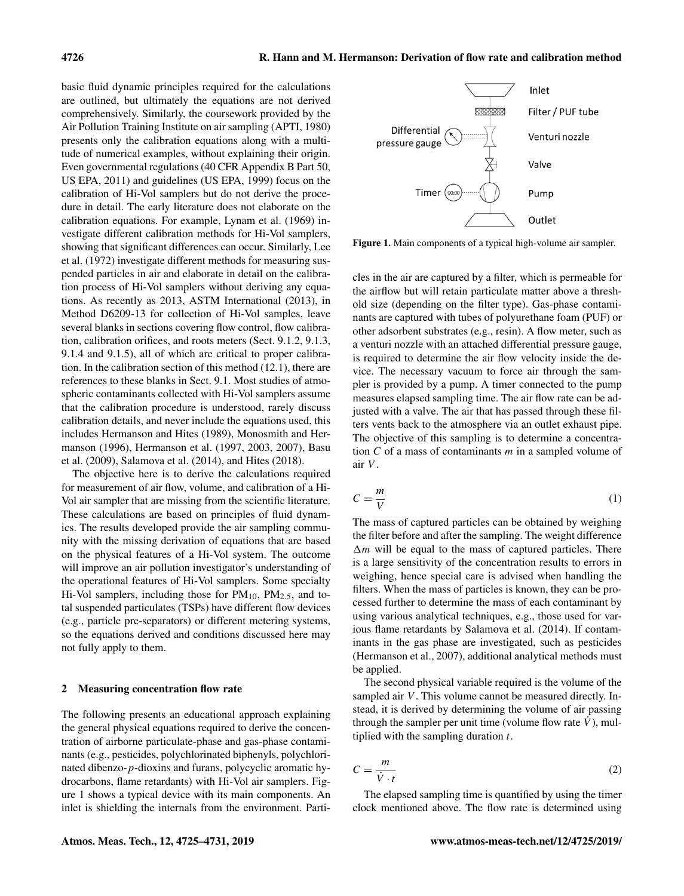basic fluid dynamic principles required for the calculations are outlined, but ultimately the equations are not derived comprehensively. Similarly, the coursework provided by the Air Pollution Training Institute on air sampling (APTI, 1980) presents only the calibration equations along with a multitude of numerical examples, without explaining their origin. Even governmental regulations (40 CFR Appendix B Part 50, US EPA, 2011) and guidelines (US EPA, 1999) focus on the calibration of Hi-Vol samplers but do not derive the procedure in detail. The early literature does not elaborate on the calibration equations. For example, Lynam et al. (1969) investigate different calibration methods for Hi-Vol samplers, showing that significant differences can occur. Similarly, Lee et al. (1972) investigate different methods for measuring suspended particles in air and elaborate in detail on the calibration process of Hi-Vol samplers without deriving any equations. As recently as 2013, ASTM International (2013), in Method D6209-13 for collection of Hi-Vol samples, leave several blanks in sections covering flow control, flow calibration, calibration orifices, and roots meters (Sect. 9.1.2, 9.1.3, 9.1.4 and 9.1.5), all of which are critical to proper calibration. In the calibration section of this method (12.1), there are references to these blanks in Sect. 9.1. Most studies of atmospheric contaminants collected with Hi-Vol samplers assume that the calibration procedure is understood, rarely discuss calibration details, and never include the equations used, this includes Hermanson and Hites (1989), Monosmith and Hermanson (1996), Hermanson et al. (1997, 2003, 2007), Basu et al. (2009), Salamova et al. (2014), and Hites (2018).

The objective here is to derive the calculations required for measurement of air flow, volume, and calibration of a Hi-Vol air sampler that are missing from the scientific literature. These calculations are based on principles of fluid dynamics. The results developed provide the air sampling community with the missing derivation of equations that are based on the physical features of a Hi-Vol system. The outcome will improve an air pollution investigator's understanding of the operational features of Hi-Vol samplers. Some specialty Hi-Vol samplers, including those for $PM_{10}$, $PM_{2.5}$, and total suspended particulates (TSPs) have different flow devices (e.g., particle pre-separators) or different metering systems, so the equations derived and conditions discussed here may not fully apply to them.

## 2 Measuring concentration flow rate

The following presents an educational approach explaining the general physical equations required to derive the concentration of airborne particulate-phase and gas-phase contaminants (e.g., pesticides, polychlorinated biphenyls, polychlorinated dibenzo-*p*-dioxins and furans, polycyclic aromatic hydrocarbons, flame retardants) with Hi-Vol air samplers. Figure 1 shows a typical device with its main components. An inlet is shielding the internals from the environment. Particles in the air are captured by a filter, which is permeable for the airflow but will retain particulate matter above a threshold size (depending on the filter type). Gas-phase contaminants are captured with tubes of polyurethane foam (PUF) or other adsorbent substrates (e.g., resin). A flow meter, such as a venturi nozzle with an attached differential pressure gauge, is required to determine the air flow velocity inside the device. The necessary vacuum to force air through the sampler is provided by a pump. A timer connected to the pump measures elapsed sampling time. The air flow rate can be adjusted with a valve. The air that has passed through these filters vents back to the atmosphere via an outlet exhaust pipe. The objective of this sampling is to determine a concentration $C$ of a mass of contaminants $m$ in a sampled volume of air $V$.

**Figure 1.** Main components of a typical high-volume air sampler.

$$C = \frac{m}{V} \tag{1}$$

The mass of captured particles can be obtained by weighing the filter before and after the sampling. The weight difference $\Delta m$ will be equal to the mass of captured particles. There is a large sensitivity of the concentration results to errors in weighing, hence special care is advised when handling the filters. When the mass of particles is known, they can be processed further to determine the mass of each contaminant by using various analytical techniques, e.g., those used for various flame retardants by Salamova et al. (2014). If contaminants in the gas phase are investigated, such as pesticides (Hermanson et al., 2007), additional analytical methods must be applied.

The second physical variable required is the volume of the sampled air $V$. This volume cannot be measured directly. Instead, it is derived by determining the volume of air passing through the sampler per unit time (volume flow rate $\dot{V}$), multiplied with the sampling duration $t$.

$$C = \frac{m}{\dot{V} \cdot t} \tag{2}$$

The elapsed sampling time is quantified by using the timer clock mentioned above. The flow rate is determined using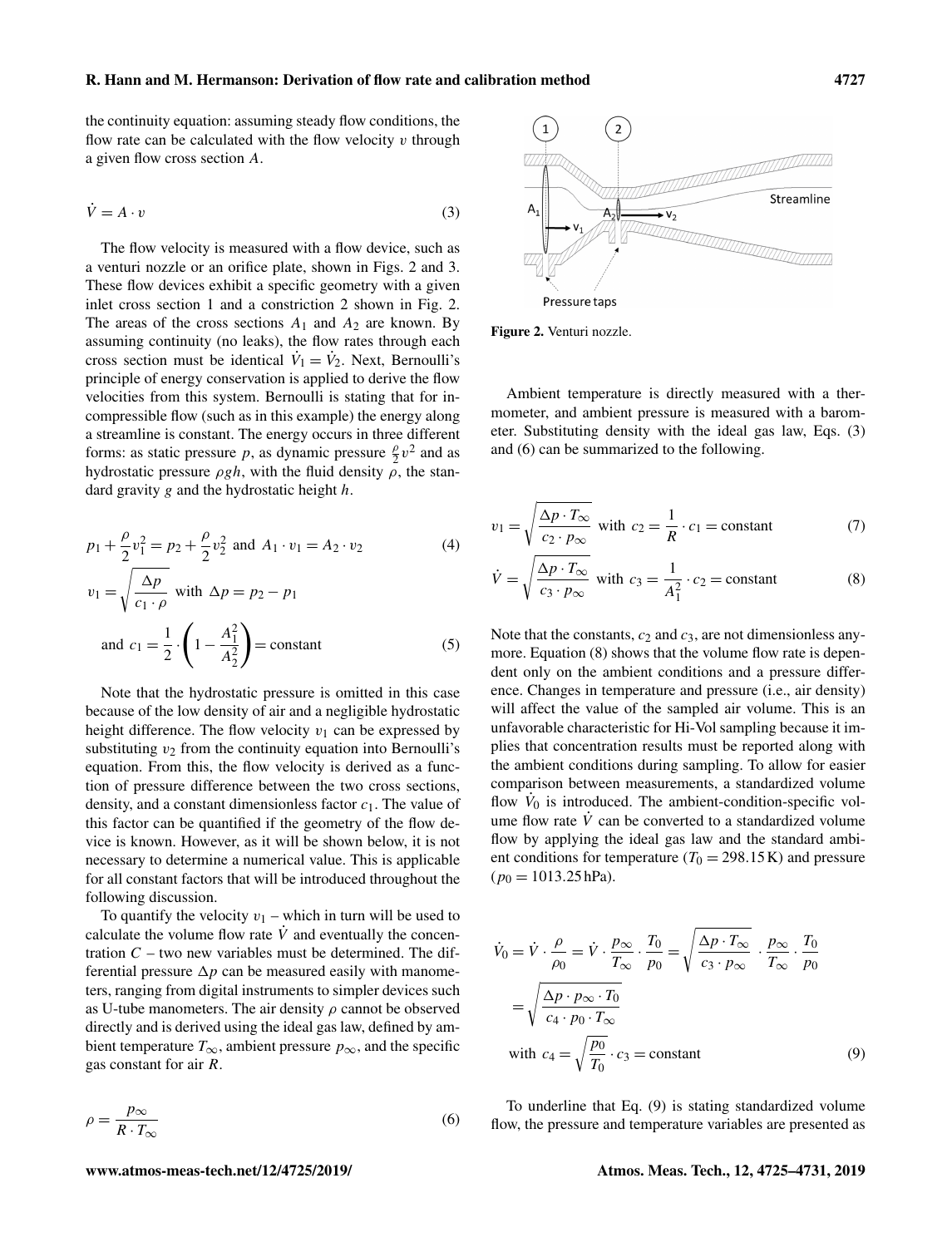the continuity equation: assuming steady flow conditions, the flow rate can be calculated with the flow velocity $v$ through a given flow cross section $A$.

$$\dot{V} = A \cdot v \tag{3}$$

The flow velocity is measured with a flow device, such as a venturi nozzle or an orifice plate, shown in Figs. 2 and 3. These flow devices exhibit a specific geometry with a given inlet cross section 1 and a constriction 2 shown in Fig. 2. The areas of the cross sections $A_1$ and $A_2$ are known. By assuming continuity (no leaks), the flow rates through each cross section must be identical $\dot{V}_1 = \dot{V}_2$. Next, Bernoulli's principle of energy conservation is applied to derive the flow velocities from this system. Bernoulli is stating that for incompressible flow (such as in this example) the energy along a streamline is constant. The energy occurs in three different forms: as static pressure $p$, as dynamic pressure $\frac{\rho}{2}v^2$ and as hydrostatic pressure $\rho g h$, with the fluid density $\rho$, the standard gravity $g$ and the hydrostatic height $h$.

$$p_1 + \frac{\rho}{2}v_1^2 = p_2 + \frac{\rho}{2}v_2^2 \text{ and } A_1 \cdot v_1 = A_2 \cdot v_2 \tag{4}$$

$$v_1 = \sqrt{\frac{\Delta p}{c_1 \cdot \rho}} \text{ with } \Delta p = p_2 - p_1$$
$$\text{and } c_1 = \frac{1}{2} \cdot \left(1 - \frac{A_1^2}{A_2^2}\right) = \text{constant} \tag{5}$$

Note that the hydrostatic pressure is omitted in this case because of the low density of air and a negligible hydrostatic height difference. The flow velocity $v_1$ can be expressed by substituting $v_2$ from the continuity equation into Bernoulli's equation. From this, the flow velocity is derived as a function of pressure difference between the two cross sections, density, and a constant dimensionless factor $c_1$. The value of this factor can be quantified if the geometry of the flow device is known. However, as it will be shown below, it is not necessary to determine a numerical value. This is applicable for all constant factors that will be introduced throughout the following discussion.

To quantify the velocity $v_1$ – which in turn will be used to calculate the volume flow rate $\dot{V}$ and eventually the concentration $C$ – two new variables must be determined. The differential pressure $\Delta p$ can be measured easily with manometers, ranging from digital instruments to simpler devices such as U-tube manometers. The air density $\rho$ cannot be observed directly and is derived using the ideal gas law, defined by ambient temperature $T_\infty$, ambient pressure $p_\infty$, and the specific gas constant for air $R$.

$$\rho = \frac{p_\infty}{R \cdot T_\infty} \tag{6}$$

Figure 2. Venturi nozzle.

Ambient temperature is directly measured with a thermometer, and ambient pressure is measured with a barometer. Substituting density with the ideal gas law, Eqs. (3) and (6) can be summarized to the following.

$$v_1 = \sqrt{\frac{\Delta p \cdot T_\infty}{c_2 \cdot p_\infty}} \text{ with } c_2 = \frac{1}{R} \cdot c_1 = \text{constant} \tag{7}$$

$$\dot{V} = \sqrt{\frac{\Delta p \cdot T_\infty}{c_3 \cdot p_\infty}} \text{ with } c_3 = \frac{1}{A_1^2} \cdot c_2 = \text{constant} \tag{8}$$

Note that the constants, $c_2$ and $c_3$, are not dimensionless anymore. Equation (8) shows that the volume flow rate is dependent only on the ambient conditions and a pressure difference. Changes in temperature and pressure (i.e., air density) will affect the value of the sampled air volume. This is an unfavorable characteristic for Hi-Vol sampling because it implies that concentration results must be reported along with the ambient conditions during sampling. To allow for easier comparison between measurements, a standardized volume flow $\dot{V}_0$ is introduced. The ambient-condition-specific volume flow rate $\dot{V}$ can be converted to a standardized volume flow by applying the ideal gas law and the standard ambient conditions for temperature ($T_0 = 298.15\,\text{K}$) and pressure ($p_0 = 1013.25\,\text{hPa}$).

$$\dot{V}_0 = \dot{V} \cdot \frac{\rho}{\rho_0} = \dot{V} \cdot \frac{p_\infty}{T_\infty} \cdot \frac{T_0}{p_0} = \sqrt{\frac{\Delta p \cdot T_\infty}{c_3 \cdot p_\infty}} \cdot \frac{p_\infty}{T_\infty} \cdot \frac{T_0}{p_0}$$
$$= \sqrt{\frac{\Delta p \cdot p_\infty \cdot T_0}{c_4 \cdot p_0 \cdot T_\infty}}$$
$$\text{with } c_4 = \sqrt{\frac{p_0}{T_0}} \cdot c_3 = \text{constant} \tag{9}$$

To underline that Eq. (9) is stating standardized volume flow, the pressure and temperature variables are presented as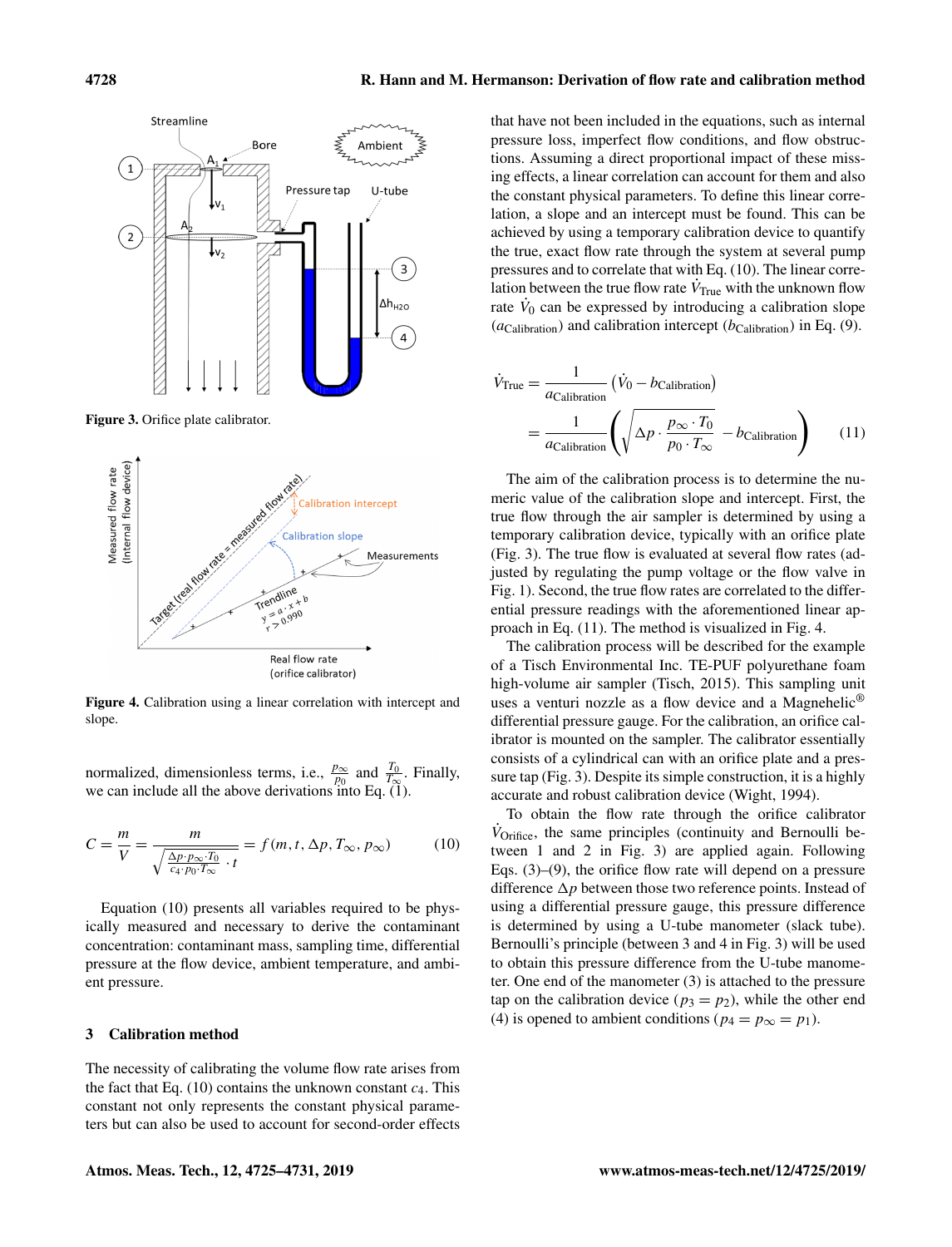Figure 3. Orifice plate calibrator.

Figure 4. Calibration using a linear correlation with intercept and slope.

normalized, dimensionless terms, i.e., $\frac{p_\infty}{p_0}$ and $\frac{T_0}{T_\infty}$. Finally, we can include all the above derivations into Eq. (1).

$$C = \frac{m}{V} = \frac{m}{\sqrt{\frac{\Delta p \cdot p_\infty \cdot T_0}{c_4 \cdot p_0 \cdot T_\infty}} \cdot t} = f(m, t, \Delta p, T_\infty, p_\infty) \tag{10}$$

Equation (10) presents all variables required to be physically measured and necessary to derive the contaminant concentration: contaminant mass, sampling time, differential pressure at the flow device, ambient temperature, and ambient pressure.

## 3 Calibration method

The necessity of calibrating the volume flow rate arises from the fact that Eq. (10) contains the unknown constant $c_4$. This constant not only represents the constant physical parameters but can also be used to account for second-order effects that have not been included in the equations, such as internal pressure loss, imperfect flow conditions, and flow obstructions. Assuming a direct proportional impact of these missing effects, a linear correlation can account for them and also the constant physical parameters. To define this linear correlation, a slope and an intercept must be found. This can be achieved by using a temporary calibration device to quantify the true, exact flow rate through the system at several pump pressures and to correlate that with Eq. (10). The linear correlation between the true flow rate $\dot{V}_{\mathrm{True}}$ with the unknown flow rate $\dot{V}_0$ can be expressed by introducing a calibration slope ($a_{\mathrm{Calibration}}$) and calibration intercept ($b_{\mathrm{Calibration}}$) in Eq. (9).

$$\begin{aligned} \dot{V}_{\mathrm{True}} &= \frac{1}{a_{\mathrm{Calibration}}} \left(\dot{V}_0 - b_{\mathrm{Calibration}}\right) \\ &= \frac{1}{a_{\mathrm{Calibration}}} \left(\sqrt{\Delta p \cdot \frac{p_\infty \cdot T_0}{p_0 \cdot T_\infty}} - b_{\mathrm{Calibration}}\right) \end{aligned} \tag{11}$$

The aim of the calibration process is to determine the numeric value of the calibration slope and intercept. First, the true flow through the air sampler is determined by using a temporary calibration device, typically with an orifice plate (Fig. 3). The true flow is evaluated at several flow rates (adjusted by regulating the pump voltage or the flow valve in Fig. 1). Second, the true flow rates are correlated to the differential pressure readings with the aforementioned linear approach in Eq. (11). The method is visualized in Fig. 4.

The calibration process will be described for the example of a Tisch Environmental Inc. TE-PUF polyurethane foam high-volume air sampler (Tisch, 2015). This sampling unit uses a venturi nozzle as a flow device and a Magnehelic® differential pressure gauge. For the calibration, an orifice calibrator is mounted on the sampler. The calibrator essentially consists of a cylindrical can with an orifice plate and a pressure tap (Fig. 3). Despite its simple construction, it is a highly accurate and robust calibration device (Wight, 1994).

To obtain the flow rate through the orifice calibrator $\dot{V}_{\mathrm{Orifice}}$, the same principles (continuity and Bernoulli between 1 and 2 in Fig. 3) are applied again. Following Eqs. (3)–(9), the orifice flow rate will depend on a pressure difference $\Delta p$ between those two reference points. Instead of using a differential pressure gauge, this pressure difference is determined by using a U-tube manometer (slack tube). Bernoulli's principle (between 3 and 4 in Fig. 3) will be used to obtain this pressure difference from the U-tube manometer. One end of the manometer (3) is attached to the pressure tap on the calibration device ($p_3 = p_2$), while the other end (4) is opened to ambient conditions ($p_4 = p_\infty = p_1$).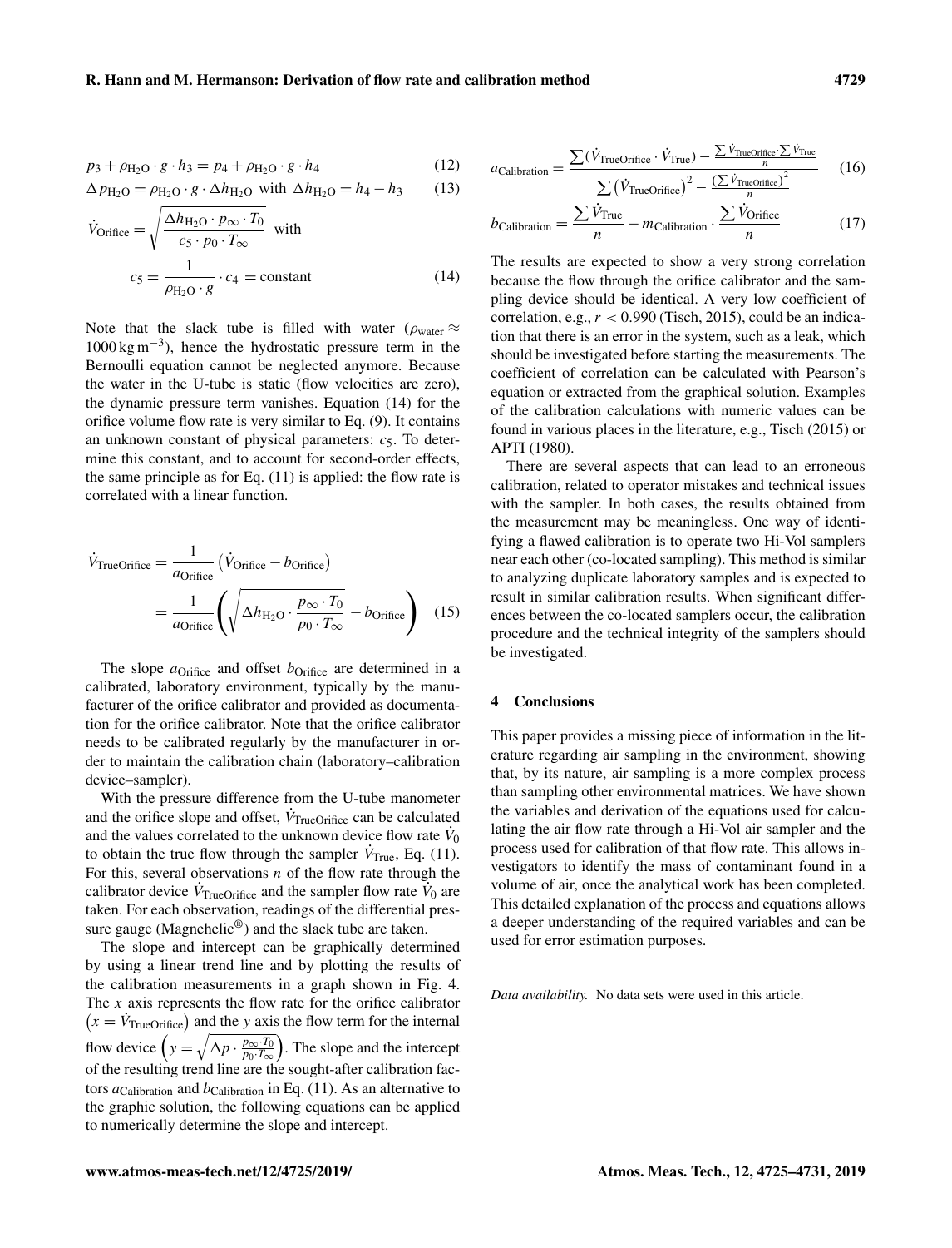$$p_3 + \rho_{H_2O} \cdot g \cdot h_3 = p_4 + \rho_{H_2O} \cdot g \cdot h_4 \quad (12)$$

$$\Delta p_{H_2O} = \rho_{H_2O} \cdot g \cdot \Delta h_{H_2O} \text{ with } \Delta h_{H_2O} = h_4 - h_3 \quad (13)$$

$$\dot{V}_{\text{Orifice}} = \sqrt{\frac{\Delta h_{H_2O} \cdot p_\infty \cdot T_0}{c_5 \cdot p_0 \cdot T_\infty}} \text{ with}$$
$$c_5 = \frac{1}{\rho_{H_2O} \cdot g} \cdot c_4 = \text{constant} \quad (14)$$

Note that the slack tube is filled with water ($\rho_{\text{water}} \approx 1000\,\text{kg}\,\text{m}^{-3}$), hence the hydrostatic pressure term in the Bernoulli equation cannot be neglected anymore. Because the water in the U-tube is static (flow velocities are zero), the dynamic pressure term vanishes. Equation (14) for the orifice volume flow rate is very similar to Eq. (9). It contains an unknown constant of physical parameters: $c_5$. To determine this constant, and to account for second-order effects, the same principle as for Eq. (11) is applied: the flow rate is correlated with a linear function.

$$\dot{V}_{\text{TrueOrifice}} = \frac{1}{a_{\text{Orifice}}}\left(\dot{V}_{\text{Orifice}} - b_{\text{Orifice}}\right)$$
$$= \frac{1}{a_{\text{Orifice}}}\left(\sqrt{\Delta h_{H_2O} \cdot \frac{p_\infty \cdot T_0}{p_0 \cdot T_\infty}} - b_{\text{Orifice}}\right) \quad (15)$$

The slope $a_{\text{Orifice}}$ and offset $b_{\text{Orifice}}$ are determined in a calibrated, laboratory environment, typically by the manufacturer of the orifice calibrator and provided as documentation for the orifice calibrator. Note that the orifice calibrator needs to be calibrated regularly by the manufacturer in order to maintain the calibration chain (laboratory–calibration device–sampler).

With the pressure difference from the U-tube manometer and the orifice slope and offset, $\dot{V}_{\text{TrueOrifice}}$ can be calculated and the values correlated to the unknown device flow rate $\dot{V}_0$ to obtain the true flow through the sampler $\dot{V}_{\text{True}}$, Eq. (11). For this, several observations $n$ of the flow rate through the calibrator device $\dot{V}_{\text{TrueOrifice}}$ and the sampler flow rate $\dot{V}_0$ are taken. For each observation, readings of the differential pressure gauge (Magnehelic®) and the slack tube are taken.

The slope and intercept can be graphically determined by using a linear trend line and by plotting the results of the calibration measurements in a graph shown in Fig. 4. The $x$ axis represents the flow rate for the orifice calibrator $\left(x = \dot{V}_{\text{TrueOrifice}}\right)$ and the $y$ axis the flow term for the internal flow device $\left(y = \sqrt{\Delta p \cdot \frac{p_\infty \cdot T_0}{p_0 \cdot T_\infty}}\right)$. The slope and the intercept of the resulting trend line are the sought-after calibration factors $a_{\text{Calibration}}$ and $b_{\text{Calibration}}$ in Eq. (11). As an alternative to the graphic solution, the following equations can be applied to numerically determine the slope and intercept.

$$a_{\text{Calibration}} = \frac{\sum\left(\dot{V}_{\text{TrueOrifice}} \cdot \dot{V}_{\text{True}}\right) - \frac{\sum \dot{V}_{\text{TrueOrifice}} \cdot \sum \dot{V}_{\text{True}}}{n}}{\sum\left(\dot{V}_{\text{TrueOrifice}}\right)^2 - \frac{\left(\sum \dot{V}_{\text{TrueOrifice}}\right)^2}{n}} \quad (16)$$

$$b_{\text{Calibration}} = \frac{\sum \dot{V}_{\text{True}}}{n} - m_{\text{Calibration}} \cdot \frac{\sum \dot{V}_{\text{Orifice}}}{n} \quad (17)$$

The results are expected to show a very strong correlation because the flow through the orifice calibrator and the sampling device should be identical. A very low coefficient of correlation, e.g., $r < 0.990$ (Tisch, 2015), could be an indication that there is an error in the system, such as a leak, which should be investigated before starting the measurements. The coefficient of correlation can be calculated with Pearson's equation or extracted from the graphical solution. Examples of the calibration calculations with numeric values can be found in various places in the literature, e.g., Tisch (2015) or APTI (1980).

There are several aspects that can lead to an erroneous calibration, related to operator mistakes and technical issues with the sampler. In both cases, the results obtained from the measurement may be meaningless. One way of identifying a flawed calibration is to operate two Hi-Vol samplers near each other (co-located sampling). This method is similar to analyzing duplicate laboratory samples and is expected to result in similar calibration results. When significant differences between the co-located samplers occur, the calibration procedure and the technical integrity of the samplers should be investigated.

## 4 Conclusions

This paper provides a missing piece of information in the literature regarding air sampling in the environment, showing that, by its nature, air sampling is a more complex process than sampling other environmental matrices. We have shown the variables and derivation of the equations used for calculating the air flow rate through a Hi-Vol air sampler and the process used for calibration of that flow rate. This allows investigators to identify the mass of contaminant found in a volume of air, once the analytical work has been completed. This detailed explanation of the process and equations allows a deeper understanding of the required variables and can be used for error estimation purposes.

*Data availability.* No data sets were used in this article.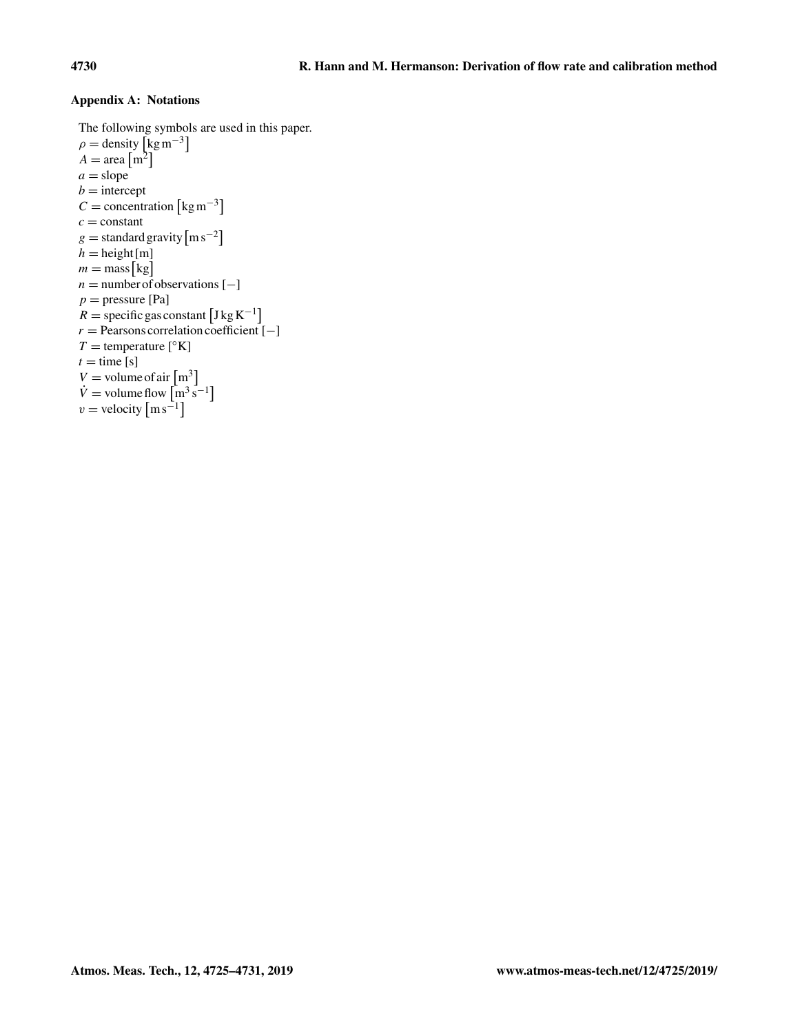## Appendix A: Notations

The following symbols are used in this paper.

$\rho$ = density $\left[\mathrm{kg\,m^{-3}}\right]$
$A$ = area $\left[\mathrm{m^2}\right]$
$a$ = slope
$b$ = intercept
$C$ = concentration $\left[\mathrm{kg\,m^{-3}}\right]$
$c$ = constant
$g$ = standard gravity $\left[\mathrm{m\,s^{-2}}\right]$
$h$ = height [m]
$m$ = mass [kg]
$n$ = number of observations [−]
$p$ = pressure [Pa]
$R$ = specific gas constant $\left[\mathrm{J\,kg\,K^{-1}}\right]$
$r$ = Pearsons correlation coefficient [−]
$T$ = temperature [°K]
$t$ = time [s]
$V$ = volume of air $\left[\mathrm{m^3}\right]$
$\dot{V}$ = volume flow $\left[\mathrm{m^3\,s^{-1}}\right]$
$v$ = velocity $\left[\mathrm{m\,s^{-1}}\right]$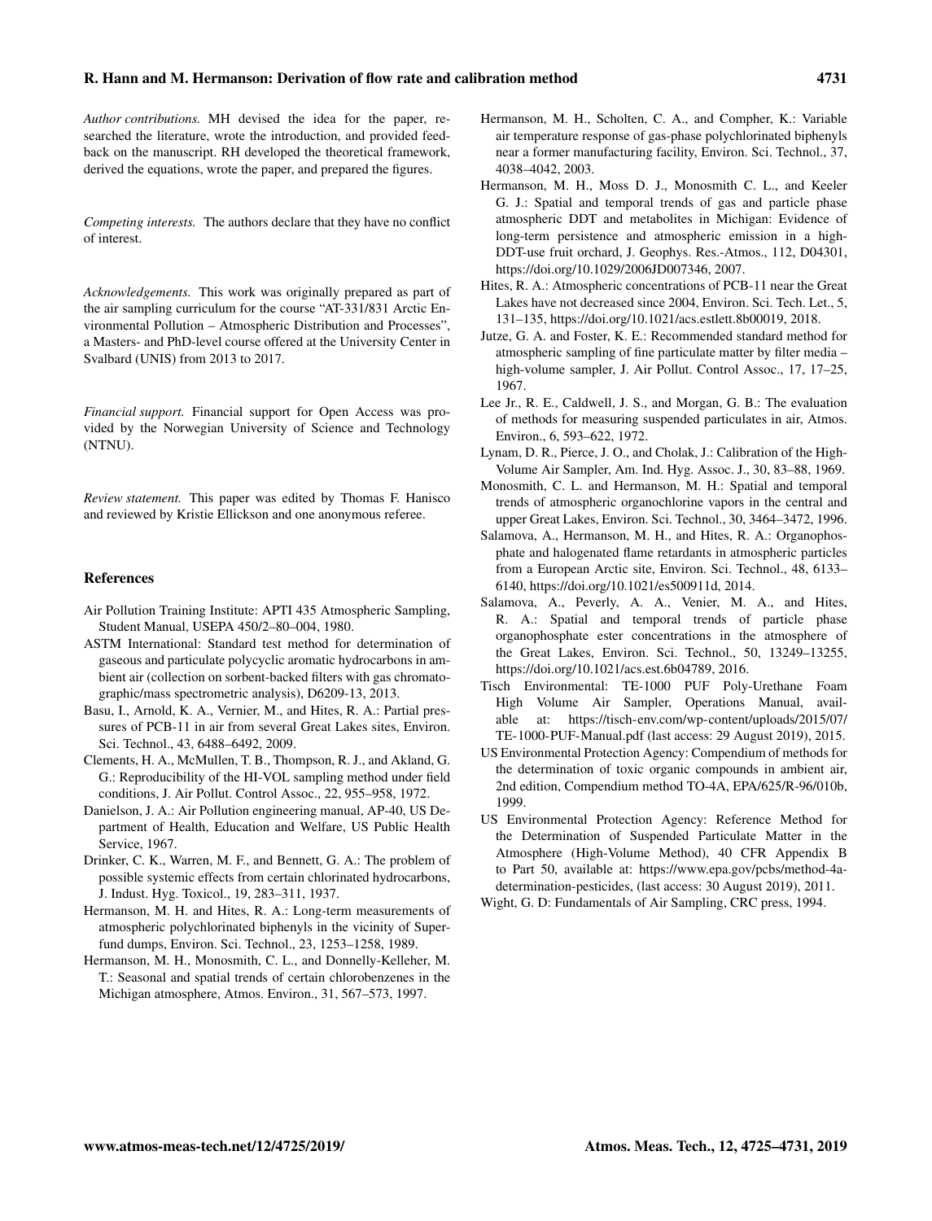*Author contributions.* MH devised the idea for the paper, researched the literature, wrote the introduction, and provided feedback on the manuscript. RH developed the theoretical framework, derived the equations, wrote the paper, and prepared the figures.

*Competing interests.* The authors declare that they have no conflict of interest.

*Acknowledgements.* This work was originally prepared as part of the air sampling curriculum for the course "AT-331/831 Arctic Environmental Pollution – Atmospheric Distribution and Processes", a Masters- and PhD-level course offered at the University Center in Svalbard (UNIS) from 2013 to 2017.

*Financial support.* Financial support for Open Access was provided by the Norwegian University of Science and Technology (NTNU).

*Review statement.* This paper was edited by Thomas F. Hanisco and reviewed by Kristie Ellickson and one anonymous referee.

## References

Air Pollution Training Institute: APTI 435 Atmospheric Sampling, Student Manual, USEPA 450/2–80–004, 1980.

ASTM International: Standard test method for determination of gaseous and particulate polycyclic aromatic hydrocarbons in ambient air (collection on sorbent-backed filters with gas chromatographic/mass spectrometric analysis), D6209-13, 2013.

Basu, I., Arnold, K. A., Vernier, M., and Hites, R. A.: Partial pressures of PCB-11 in air from several Great Lakes sites, Environ. Sci. Technol., 43, 6488–6492, 2009.

Clements, H. A., McMullen, T. B., Thompson, R. J., and Akland, G. G.: Reproducibility of the HI-VOL sampling method under field conditions, J. Air Pollut. Control Assoc., 22, 955–958, 1972.

Danielson, J. A.: Air Pollution engineering manual, AP-40, US Department of Health, Education and Welfare, US Public Health Service, 1967.

Drinker, C. K., Warren, M. F., and Bennett, G. A.: The problem of possible systemic effects from certain chlorinated hydrocarbons, J. Indust. Hyg. Toxicol., 19, 283–311, 1937.

Hermanson, M. H. and Hites, R. A.: Long-term measurements of atmospheric polychlorinated biphenyls in the vicinity of Superfund dumps, Environ. Sci. Technol., 23, 1253–1258, 1989.

Hermanson, M. H., Monosmith, C. L., and Donnelly-Kelleher, M. T.: Seasonal and spatial trends of certain chlorobenzenes in the Michigan atmosphere, Atmos. Environ., 31, 567–573, 1997.

Hermanson, M. H., Scholten, C. A., and Compher, K.: Variable air temperature response of gas-phase polychlorinated biphenyls near a former manufacturing facility, Environ. Sci. Technol., 37, 4038–4042, 2003.

Hermanson, M. H., Moss D. J., Monosmith C. L., and Keeler G. J.: Spatial and temporal trends of gas and particle phase atmospheric DDT and metabolites in Michigan: Evidence of long-term persistence and atmospheric emission in a high-DDT-use fruit orchard, J. Geophys. Res.-Atmos., 112, D04301, https://doi.org/10.1029/2006JD007346, 2007.

Hites, R. A.: Atmospheric concentrations of PCB-11 near the Great Lakes have not decreased since 2004, Environ. Sci. Tech. Let., 5, 131–135, https://doi.org/10.1021/acs.estlett.8b00019, 2018.

Jutze, G. A. and Foster, K. E.: Recommended standard method for atmospheric sampling of fine particulate matter by filter media – high-volume sampler, J. Air Pollut. Control Assoc., 17, 17–25, 1967.

Lee Jr., R. E., Caldwell, J. S., and Morgan, G. B.: The evaluation of methods for measuring suspended particulates in air, Atmos. Environ., 6, 593–622, 1972.

Lynam, D. R., Pierce, J. O., and Cholak, J.: Calibration of the High-Volume Air Sampler, Am. Ind. Hyg. Assoc. J., 30, 83–88, 1969.

Monosmith, C. L. and Hermanson, M. H.: Spatial and temporal trends of atmospheric organochlorine vapors in the central and upper Great Lakes, Environ. Sci. Technol., 30, 3464–3472, 1996.

Salamova, A., Hermanson, M. H., and Hites, R. A.: Organophosphate and halogenated flame retardants in atmospheric particles from a European Arctic site, Environ. Sci. Technol., 48, 6133–6140, https://doi.org/10.1021/es500911d, 2014.

Salamova, A., Peverly, A. A., Venier, M. A., and Hites, R. A.: Spatial and temporal trends of particle phase organophosphate ester concentrations in the atmosphere of the Great Lakes, Environ. Sci. Technol., 50, 13249–13255, https://doi.org/10.1021/acs.est.6b04789, 2016.

Tisch Environmental: TE-1000 PUF Poly-Urethane Foam High Volume Air Sampler, Operations Manual, available at: https://tisch-env.com/wp-content/uploads/2015/07/TE-1000-PUF-Manual.pdf (last access: 29 August 2019), 2015.

US Environmental Protection Agency: Compendium of methods for the determination of toxic organic compounds in ambient air, 2nd edition, Compendium method TO-4A, EPA/625/R-96/010b, 1999.

US Environmental Protection Agency: Reference Method for the Determination of Suspended Particulate Matter in the Atmosphere (High-Volume Method), 40 CFR Appendix B to Part 50, available at: https://www.epa.gov/pcbs/method-4a-determination-pesticides, (last access: 30 August 2019), 2011.

Wight, G. D: Fundamentals of Air Sampling, CRC press, 1994.